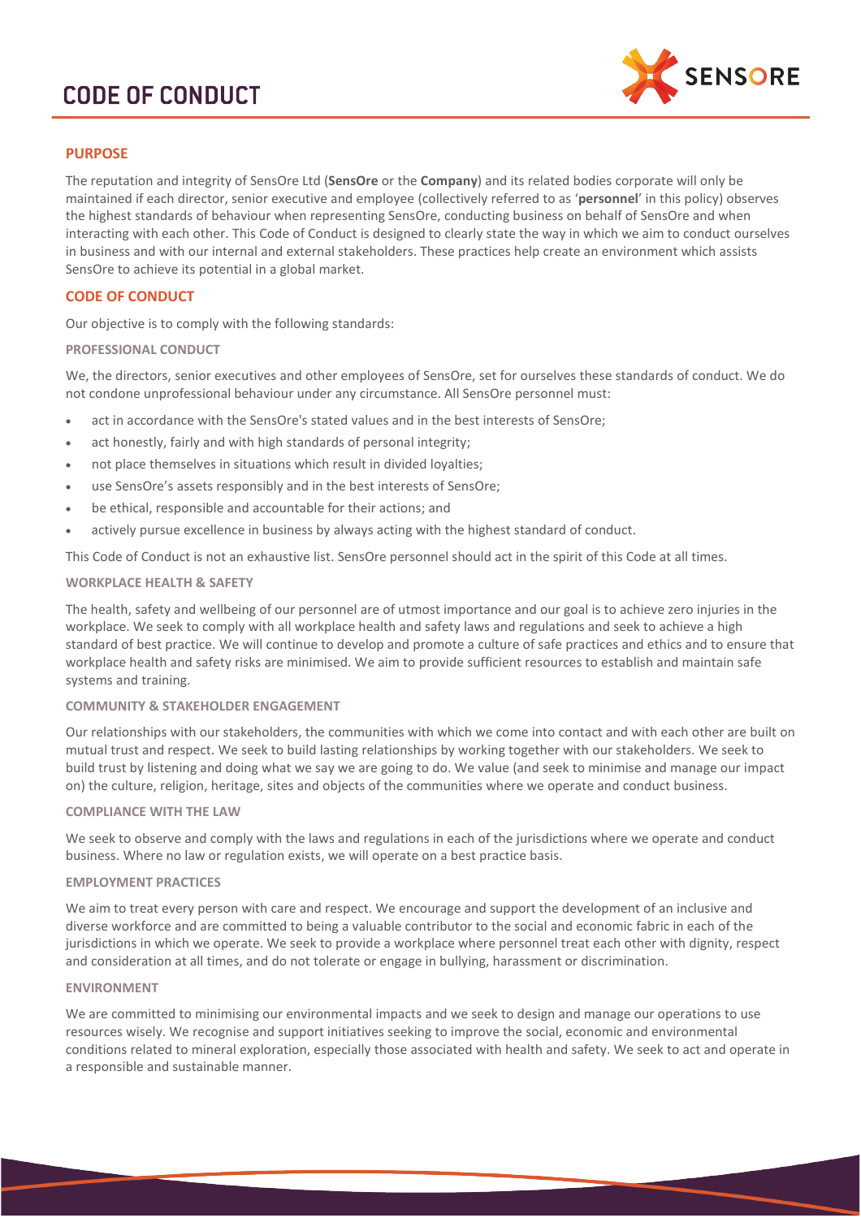# CODE OF CONDUCT

## PURPOSE

The reputation and integrity of SensOre Ltd (**SensOre** or the **Company**) and its related bodies corporate will only be maintained if each director, senior executive and employee (collectively referred to as '**personnel**' in this policy) observes the highest standards of behaviour when representing SensOre, conducting business on behalf of SensOre and when interacting with each other. This Code of Conduct is designed to clearly state the way in which we aim to conduct ourselves in business and with our internal and external stakeholders. These practices help create an environment which assists SensOre to achieve its potential in a global market.

## CODE OF CONDUCT

Our objective is to comply with the following standards:

### PROFESSIONAL CONDUCT

We, the directors, senior executives and other employees of SensOre, set for ourselves these standards of conduct. We do not condone unprofessional behaviour under any circumstance. All SensOre personnel must:

- act in accordance with the SensOre's stated values and in the best interests of SensOre;
- act honestly, fairly and with high standards of personal integrity;
- not place themselves in situations which result in divided loyalties;
- use SensOre's assets responsibly and in the best interests of SensOre;
- be ethical, responsible and accountable for their actions; and
- actively pursue excellence in business by always acting with the highest standard of conduct.

This Code of Conduct is not an exhaustive list. SensOre personnel should act in the spirit of this Code at all times.

### WORKPLACE HEALTH & SAFETY

The health, safety and wellbeing of our personnel are of utmost importance and our goal is to achieve zero injuries in the workplace. We seek to comply with all workplace health and safety laws and regulations and seek to achieve a high standard of best practice. We will continue to develop and promote a culture of safe practices and ethics and to ensure that workplace health and safety risks are minimised. We aim to provide sufficient resources to establish and maintain safe systems and training.

### COMMUNITY & STAKEHOLDER ENGAGEMENT

Our relationships with our stakeholders, the communities with which we come into contact and with each other are built on mutual trust and respect. We seek to build lasting relationships by working together with our stakeholders. We seek to build trust by listening and doing what we say we are going to do. We value (and seek to minimise and manage our impact on) the culture, religion, heritage, sites and objects of the communities where we operate and conduct business.

### COMPLIANCE WITH THE LAW

We seek to observe and comply with the laws and regulations in each of the jurisdictions where we operate and conduct business. Where no law or regulation exists, we will operate on a best practice basis.

### EMPLOYMENT PRACTICES

We aim to treat every person with care and respect. We encourage and support the development of an inclusive and diverse workforce and are committed to being a valuable contributor to the social and economic fabric in each of the jurisdictions in which we operate. We seek to provide a workplace where personnel treat each other with dignity, respect and consideration at all times, and do not tolerate or engage in bullying, harassment or discrimination.

### ENVIRONMENT

We are committed to minimising our environmental impacts and we seek to design and manage our operations to use resources wisely. We recognise and support initiatives seeking to improve the social, economic and environmental conditions related to mineral exploration, especially those associated with health and safety. We seek to act and operate in a responsible and sustainable manner.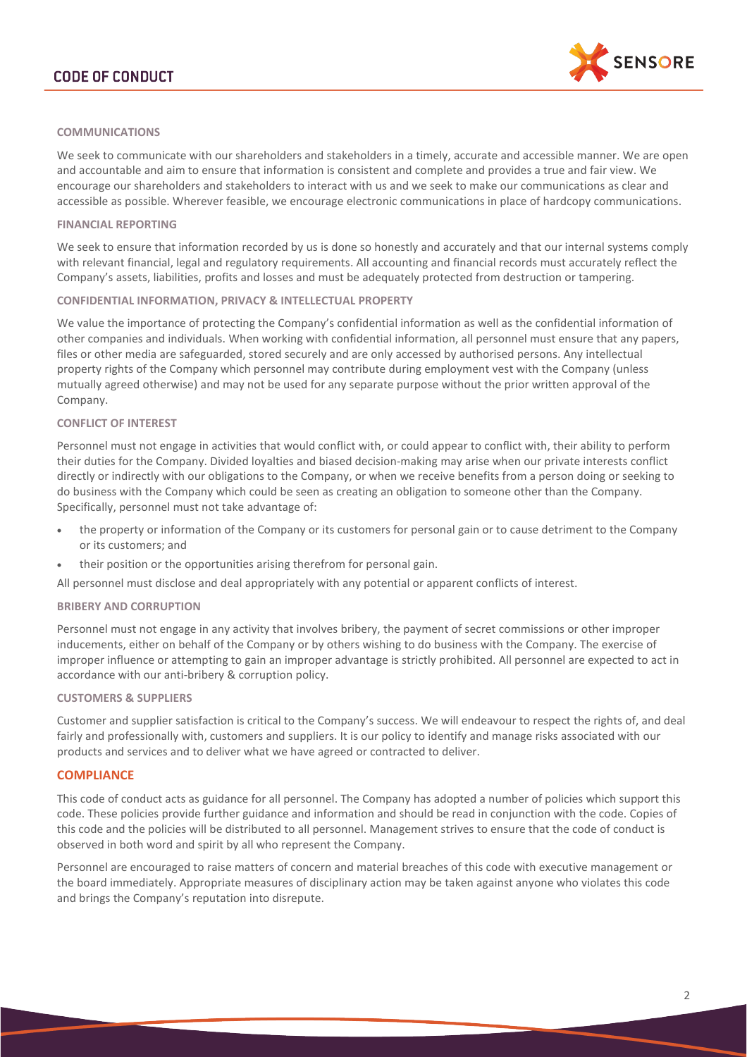#### COMMUNICATIONS

We seek to communicate with our shareholders and stakeholders in a timely, accurate and accessible manner. We are open and accountable and aim to ensure that information is consistent and complete and provides a true and fair view. We encourage our shareholders and stakeholders to interact with us and we seek to make our communications as clear and accessible as possible. Wherever feasible, we encourage electronic communications in place of hardcopy communications.

#### FINANCIAL REPORTING

We seek to ensure that information recorded by us is done so honestly and accurately and that our internal systems comply with relevant financial, legal and regulatory requirements. All accounting and financial records must accurately reflect the Company's assets, liabilities, profits and losses and must be adequately protected from destruction or tampering.

#### CONFIDENTIAL INFORMATION, PRIVACY & INTELLECTUAL PROPERTY

We value the importance of protecting the Company's confidential information as well as the confidential information of other companies and individuals. When working with confidential information, all personnel must ensure that any papers, files or other media are safeguarded, stored securely and are only accessed by authorised persons. Any intellectual property rights of the Company which personnel may contribute during employment vest with the Company (unless mutually agreed otherwise) and may not be used for any separate purpose without the prior written approval of the Company.

#### CONFLICT OF INTEREST

Personnel must not engage in activities that would conflict with, or could appear to conflict with, their ability to perform their duties for the Company. Divided loyalties and biased decision-making may arise when our private interests conflict directly or indirectly with our obligations to the Company, or when we receive benefits from a person doing or seeking to do business with the Company which could be seen as creating an obligation to someone other than the Company. Specifically, personnel must not take advantage of:

- the property or information of the Company or its customers for personal gain or to cause detriment to the Company or its customers; and
- their position or the opportunities arising therefrom for personal gain.

All personnel must disclose and deal appropriately with any potential or apparent conflicts of interest.

#### BRIBERY AND CORRUPTION

Personnel must not engage in any activity that involves bribery, the payment of secret commissions or other improper inducements, either on behalf of the Company or by others wishing to do business with the Company. The exercise of improper influence or attempting to gain an improper advantage is strictly prohibited. All personnel are expected to act in accordance with our anti-bribery & corruption policy.

#### CUSTOMERS & SUPPLIERS

Customer and supplier satisfaction is critical to the Company's success. We will endeavour to respect the rights of, and deal fairly and professionally with, customers and suppliers. It is our policy to identify and manage risks associated with our products and services and to deliver what we have agreed or contracted to deliver.

### COMPLIANCE

This code of conduct acts as guidance for all personnel. The Company has adopted a number of policies which support this code. These policies provide further guidance and information and should be read in conjunction with the code. Copies of this code and the policies will be distributed to all personnel. Management strives to ensure that the code of conduct is observed in both word and spirit by all who represent the Company.

Personnel are encouraged to raise matters of concern and material breaches of this code with executive management or the board immediately. Appropriate measures of disciplinary action may be taken against anyone who violates this code and brings the Company's reputation into disrepute.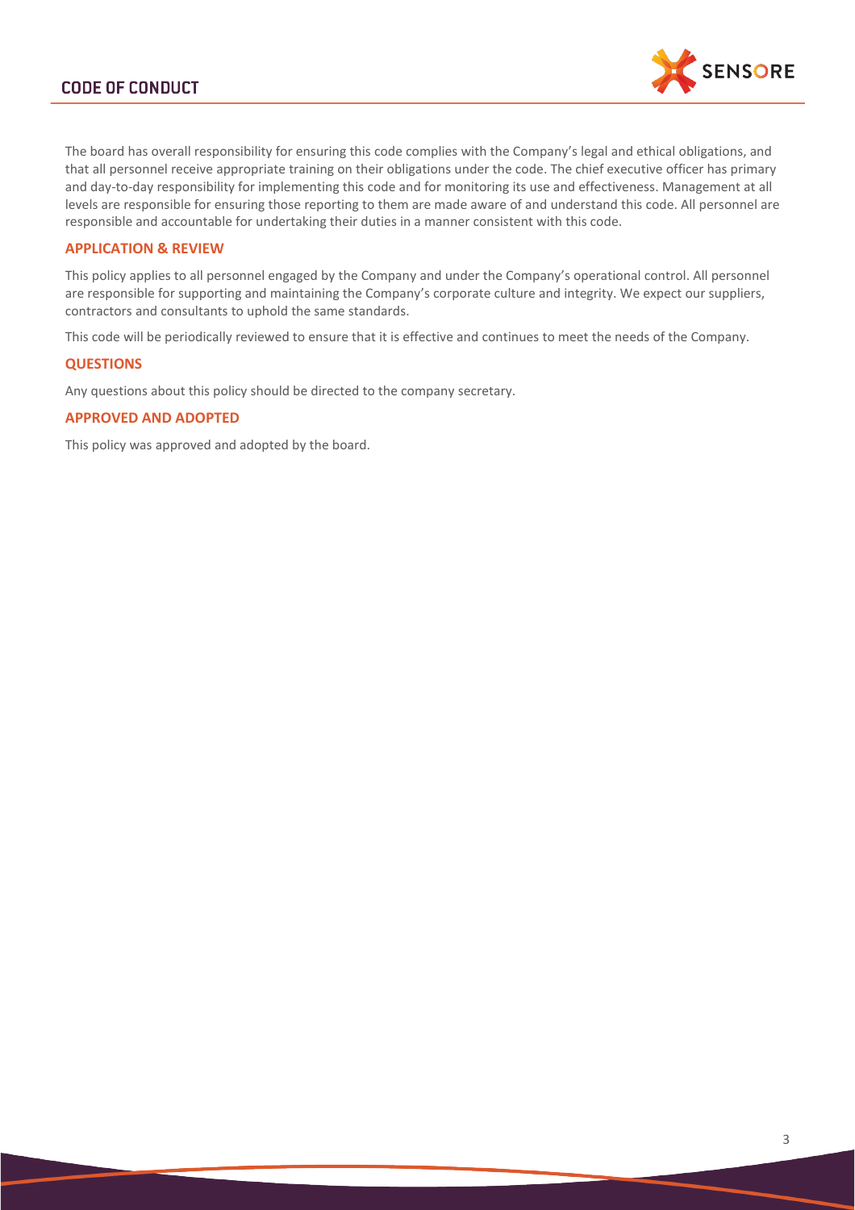The board has overall responsibility for ensuring this code complies with the Company's legal and ethical obligations, and that all personnel receive appropriate training on their obligations under the code. The chief executive officer has primary and day-to-day responsibility for implementing this code and for monitoring its use and effectiveness. Management at all levels are responsible for ensuring those reporting to them are made aware of and understand this code. All personnel are responsible and accountable for undertaking their duties in a manner consistent with this code.

## APPLICATION & REVIEW

This policy applies to all personnel engaged by the Company and under the Company's operational control. All personnel are responsible for supporting and maintaining the Company's corporate culture and integrity. We expect our suppliers, contractors and consultants to uphold the same standards.

This code will be periodically reviewed to ensure that it is effective and continues to meet the needs of the Company.

## QUESTIONS

Any questions about this policy should be directed to the company secretary.

## APPROVED AND ADOPTED

This policy was approved and adopted by the board.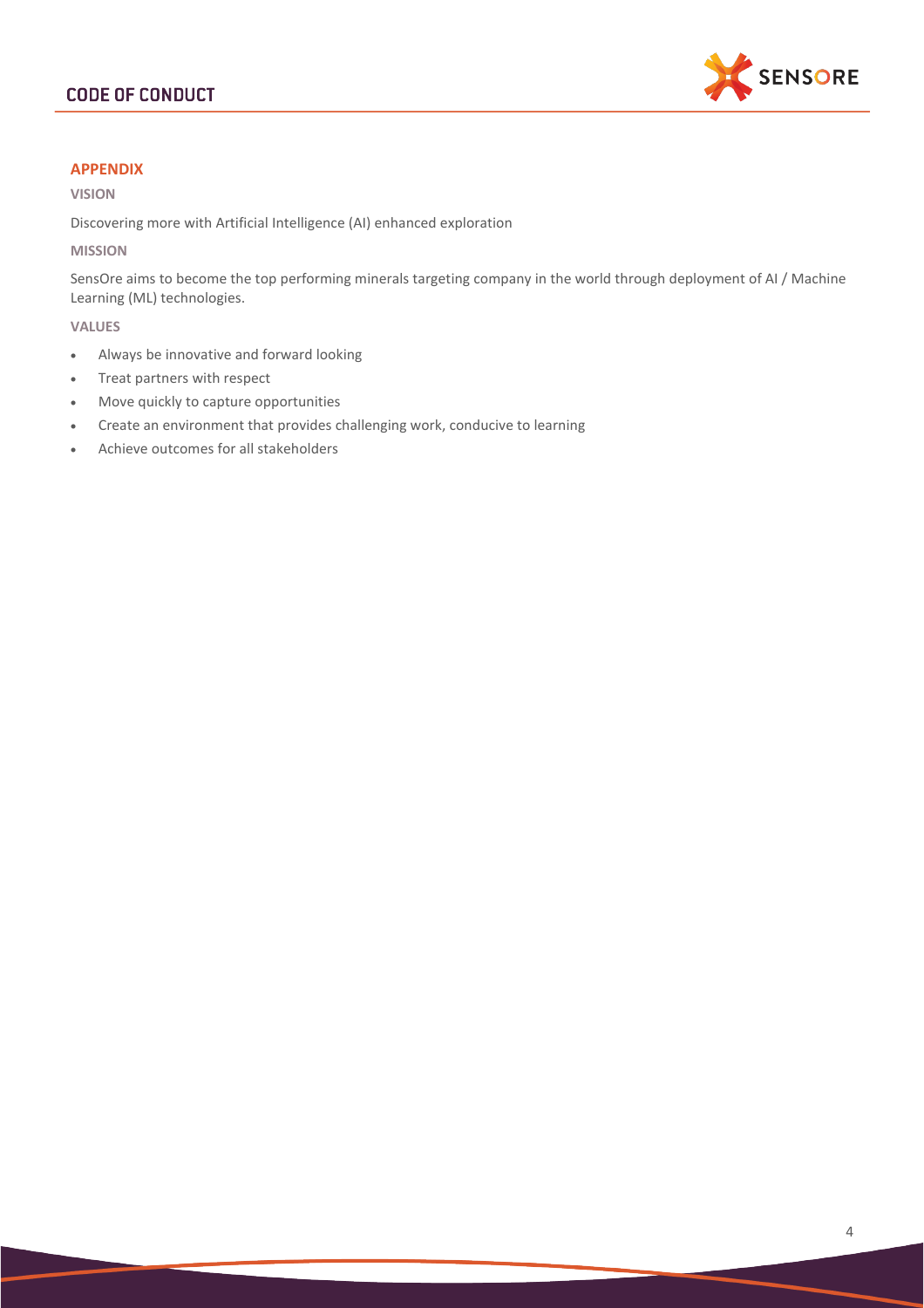## APPENDIX

### VISION

Discovering more with Artificial Intelligence (AI) enhanced exploration

### MISSION

SensOre aims to become the top performing minerals targeting company in the world through deployment of AI / Machine Learning (ML) technologies.

### VALUES

- Always be innovative and forward looking
- Treat partners with respect
- Move quickly to capture opportunities
- Create an environment that provides challenging work, conducive to learning
- Achieve outcomes for all stakeholders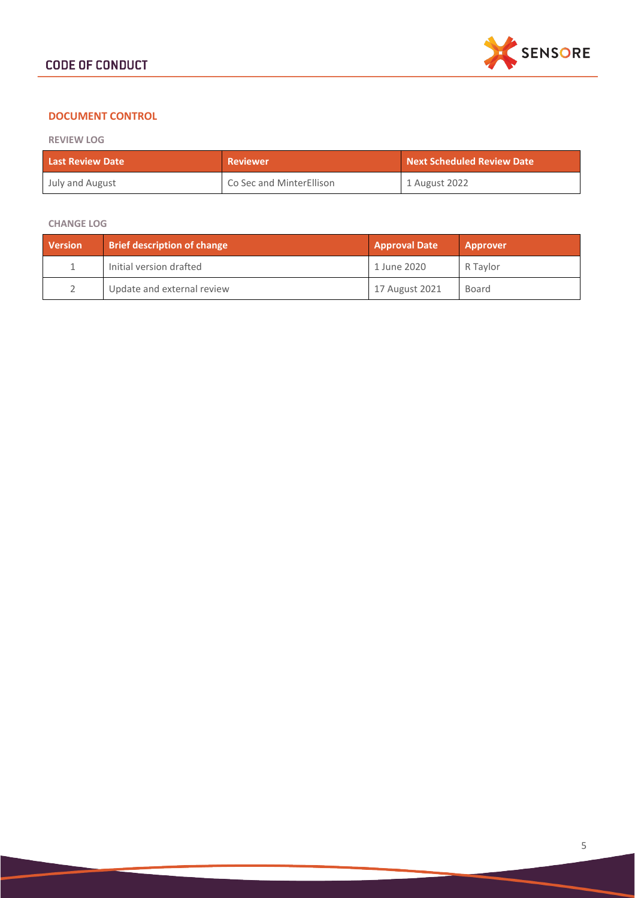## DOCUMENT CONTROL

### REVIEW LOG

| Last Review Date | Reviewer | Next Scheduled Review Date |
| --- | --- | --- |
| July and August | Co Sec and MinterEllison | 1 August 2022 |

### CHANGE LOG

| Version | Brief description of change | Approval Date | Approver |
| --- | --- | --- | --- |
| 1 | Initial version drafted | 1 June 2020 | R Taylor |
| 2 | Update and external review | 17 August 2021 | Board |